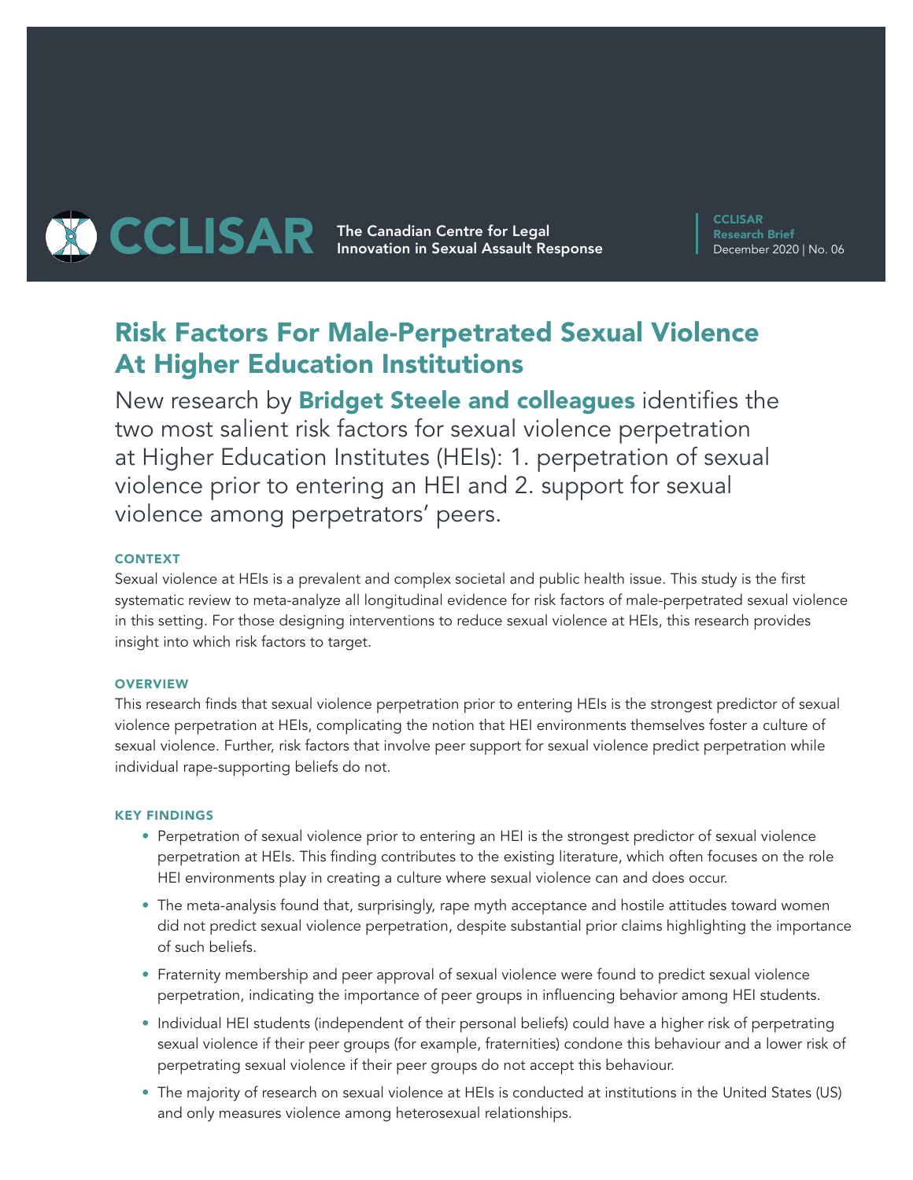CCLISAR The Canadian Centre for Legal Innovation in Sexual Assault Response

**CCLISAR Research Brief**
December 2020 | No. 06

# Risk Factors For Male-Perpetrated Sexual Violence At Higher Education Institutions

New research by **Bridget Steele and colleagues** identifies the two most salient risk factors for sexual violence perpetration at Higher Education Institutes (HEIs): 1. perpetration of sexual violence prior to entering an HEI and 2. support for sexual violence among perpetrators' peers.

## CONTEXT

Sexual violence at HEIs is a prevalent and complex societal and public health issue. This study is the first systematic review to meta-analyze all longitudinal evidence for risk factors of male-perpetrated sexual violence in this setting. For those designing interventions to reduce sexual violence at HEIs, this research provides insight into which risk factors to target.

## OVERVIEW

This research finds that sexual violence perpetration prior to entering HEIs is the strongest predictor of sexual violence perpetration at HEIs, complicating the notion that HEI environments themselves foster a culture of sexual violence. Further, risk factors that involve peer support for sexual violence predict perpetration while individual rape-supporting beliefs do not.

## KEY FINDINGS

- Perpetration of sexual violence prior to entering an HEI is the strongest predictor of sexual violence perpetration at HEIs. This finding contributes to the existing literature, which often focuses on the role HEI environments play in creating a culture where sexual violence can and does occur.
- The meta-analysis found that, surprisingly, rape myth acceptance and hostile attitudes toward women did not predict sexual violence perpetration, despite substantial prior claims highlighting the importance of such beliefs.
- Fraternity membership and peer approval of sexual violence were found to predict sexual violence perpetration, indicating the importance of peer groups in influencing behavior among HEI students.
- Individual HEI students (independent of their personal beliefs) could have a higher risk of perpetrating sexual violence if their peer groups (for example, fraternities) condone this behaviour and a lower risk of perpetrating sexual violence if their peer groups do not accept this behaviour.
- The majority of research on sexual violence at HEIs is conducted at institutions in the United States (US) and only measures violence among heterosexual relationships.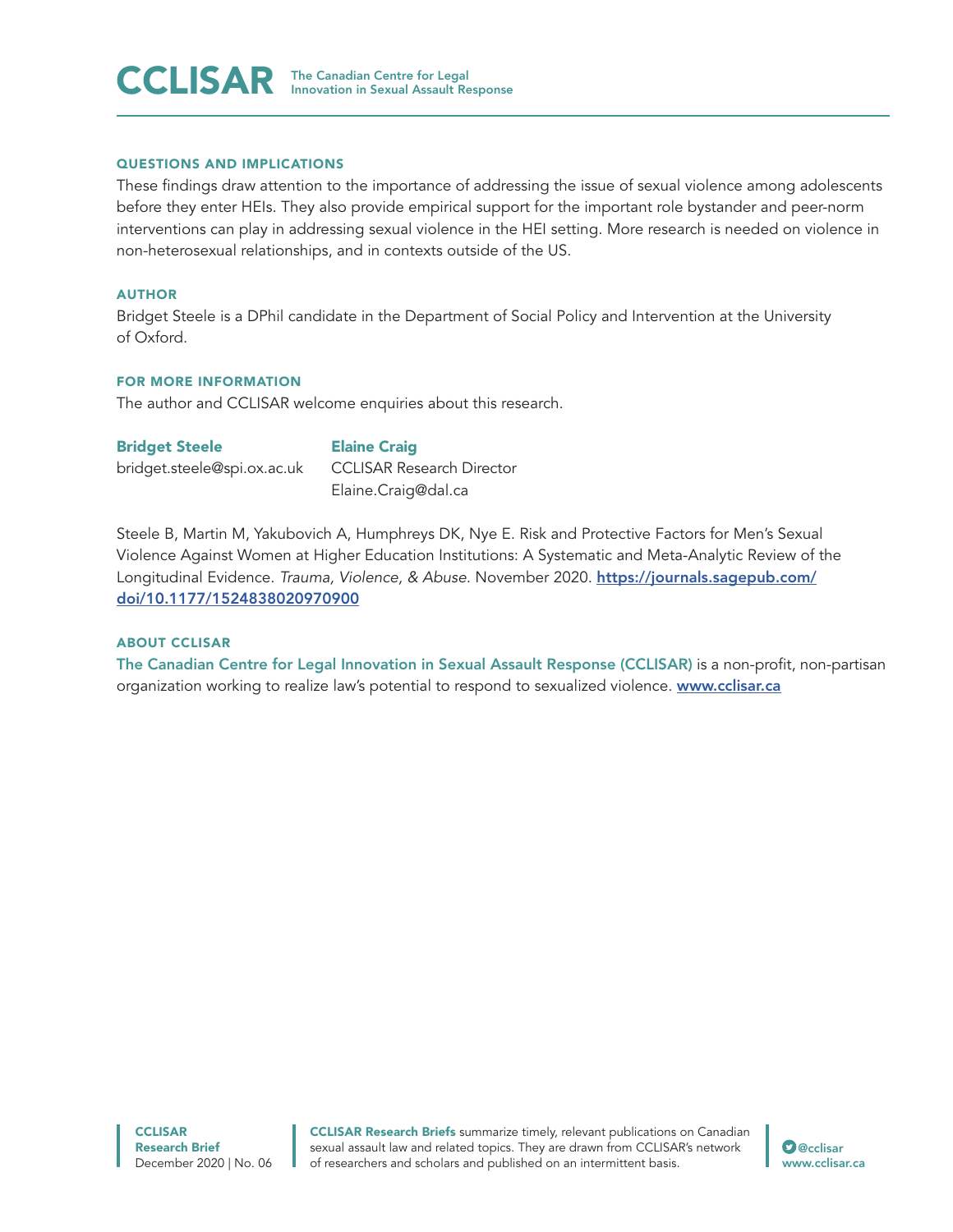### QUESTIONS AND IMPLICATIONS

These findings draw attention to the importance of addressing the issue of sexual violence among adolescents before they enter HEIs. They also provide empirical support for the important role bystander and peer-norm interventions can play in addressing sexual violence in the HEI setting. More research is needed on violence in non-heterosexual relationships, and in contexts outside of the US.

### AUTHOR

Bridget Steele is a DPhil candidate in the Department of Social Policy and Intervention at the University of Oxford.

### FOR MORE INFORMATION

The author and CCLISAR welcome enquiries about this research.

**Bridget Steele**
bridget.steele@spi.ox.ac.uk

**Elaine Craig**
CCLISAR Research Director
Elaine.Craig@dal.ca

Steele B, Martin M, Yakubovich A, Humphreys DK, Nye E. Risk and Protective Factors for Men's Sexual Violence Against Women at Higher Education Institutions: A Systematic and Meta-Analytic Review of the Longitudinal Evidence. *Trauma, Violence, & Abuse*. November 2020. https://journals.sagepub.com/doi/10.1177/1524838020970900

### ABOUT CCLISAR

**The Canadian Centre for Legal Innovation in Sexual Assault Response (CCLISAR)** is a non-profit, non-partisan organization working to realize law's potential to respond to sexualized violence. www.cclisar.ca

**CCLISAR Research Brief**
December 2020 | No. 06

**CCLISAR Research Briefs** summarize timely, relevant publications on Canadian sexual assault law and related topics. They are drawn from CCLISAR's network of researchers and scholars and published on an intermittent basis.

@cclisar
www.cclisar.ca